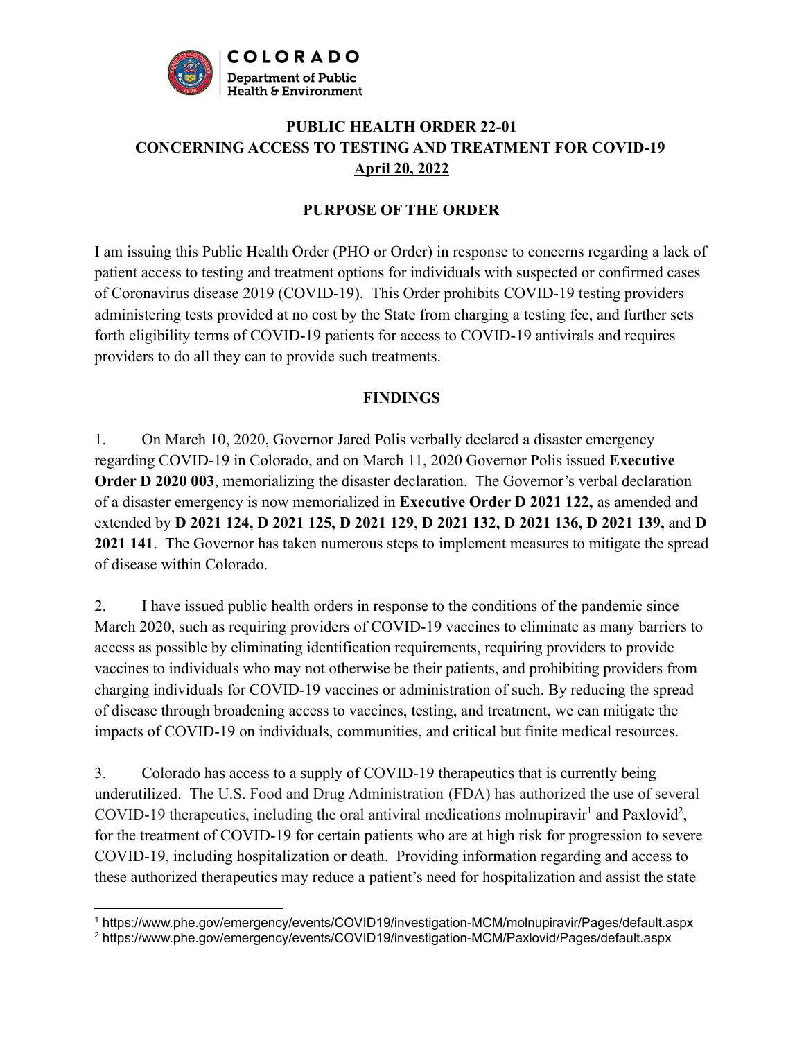COLORADO
Department of Public Health & Environment

# PUBLIC HEALTH ORDER 22-01
# CONCERNING ACCESS TO TESTING AND TREATMENT FOR COVID-19
## April 20, 2022

## PURPOSE OF THE ORDER

I am issuing this Public Health Order (PHO or Order) in response to concerns regarding a lack of patient access to testing and treatment options for individuals with suspected or confirmed cases of Coronavirus disease 2019 (COVID-19). This Order prohibits COVID-19 testing providers administering tests provided at no cost by the State from charging a testing fee, and further sets forth eligibility terms of COVID-19 patients for access to COVID-19 antivirals and requires providers to do all they can to provide such treatments.

## FINDINGS

1. On March 10, 2020, Governor Jared Polis verbally declared a disaster emergency regarding COVID-19 in Colorado, and on March 11, 2020 Governor Polis issued **Executive Order D 2020 003**, memorializing the disaster declaration. The Governor's verbal declaration of a disaster emergency is now memorialized in **Executive Order D 2021 122,** as amended and extended by **D 2021 124, D 2021 125, D 2021 129**, **D 2021 132, D 2021 136, D 2021 139,** and **D 2021 141**. The Governor has taken numerous steps to implement measures to mitigate the spread of disease within Colorado.

2. I have issued public health orders in response to the conditions of the pandemic since March 2020, such as requiring providers of COVID-19 vaccines to eliminate as many barriers to access as possible by eliminating identification requirements, requiring providers to provide vaccines to individuals who may not otherwise be their patients, and prohibiting providers from charging individuals for COVID-19 vaccines or administration of such. By reducing the spread of disease through broadening access to vaccines, testing, and treatment, we can mitigate the impacts of COVID-19 on individuals, communities, and critical but finite medical resources.

3. Colorado has access to a supply of COVID-19 therapeutics that is currently being underutilized. The U.S. Food and Drug Administration (FDA) has authorized the use of several COVID-19 therapeutics, including the oral antiviral medications molnupiravir[1] and Paxlovid[2], for the treatment of COVID-19 for certain patients who are at high risk for progression to severe COVID-19, including hospitalization or death. Providing information regarding and access to these authorized therapeutics may reduce a patient's need for hospitalization and assist the state

[1] https://www.phe.gov/emergency/events/COVID19/investigation-MCM/molnupiravir/Pages/default.aspx

[2] https://www.phe.gov/emergency/events/COVID19/investigation-MCM/Paxlovid/Pages/default.aspx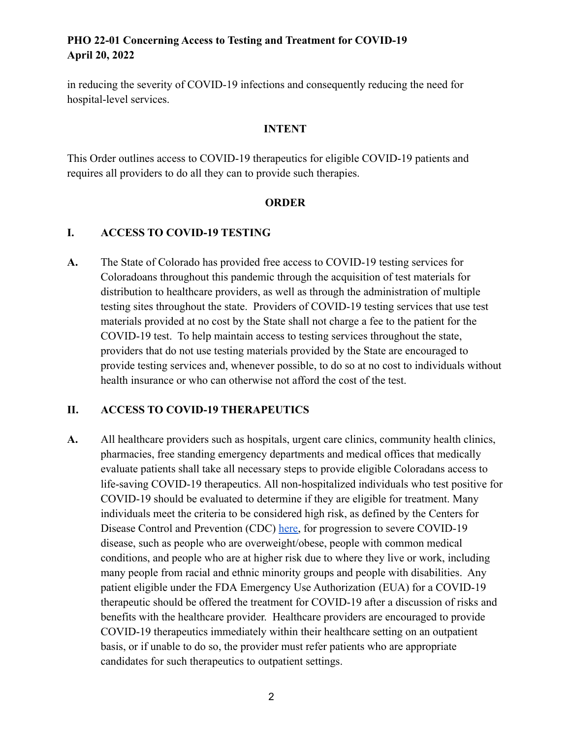in reducing the severity of COVID-19 infections and consequently reducing the need for hospital-level services.

## INTENT

This Order outlines access to COVID-19 therapeutics for eligible COVID-19 patients and requires all providers to do all they can to provide such therapies.

## ORDER

### I. ACCESS TO COVID-19 TESTING

**A.** The State of Colorado has provided free access to COVID-19 testing services for Coloradoans throughout this pandemic through the acquisition of test materials for distribution to healthcare providers, as well as through the administration of multiple testing sites throughout the state. Providers of COVID-19 testing services that use test materials provided at no cost by the State shall not charge a fee to the patient for the COVID-19 test. To help maintain access to testing services throughout the state, providers that do not use testing materials provided by the State are encouraged to provide testing services and, whenever possible, to do so at no cost to individuals without health insurance or who can otherwise not afford the cost of the test.

### II. ACCESS TO COVID-19 THERAPEUTICS

**A.** All healthcare providers such as hospitals, urgent care clinics, community health clinics, pharmacies, free standing emergency departments and medical offices that medically evaluate patients shall take all necessary steps to provide eligible Coloradans access to life-saving COVID-19 therapeutics. All non-hospitalized individuals who test positive for COVID-19 should be evaluated to determine if they are eligible for treatment. Many individuals meet the criteria to be considered high risk, as defined by the Centers for Disease Control and Prevention (CDC) here, for progression to severe COVID-19 disease, such as people who are overweight/obese, people with common medical conditions, and people who are at higher risk due to where they live or work, including many people from racial and ethnic minority groups and people with disabilities. Any patient eligible under the FDA Emergency Use Authorization (EUA) for a COVID-19 therapeutic should be offered the treatment for COVID-19 after a discussion of risks and benefits with the healthcare provider. Healthcare providers are encouraged to provide COVID-19 therapeutics immediately within their healthcare setting on an outpatient basis, or if unable to do so, the provider must refer patients who are appropriate candidates for such therapeutics to outpatient settings.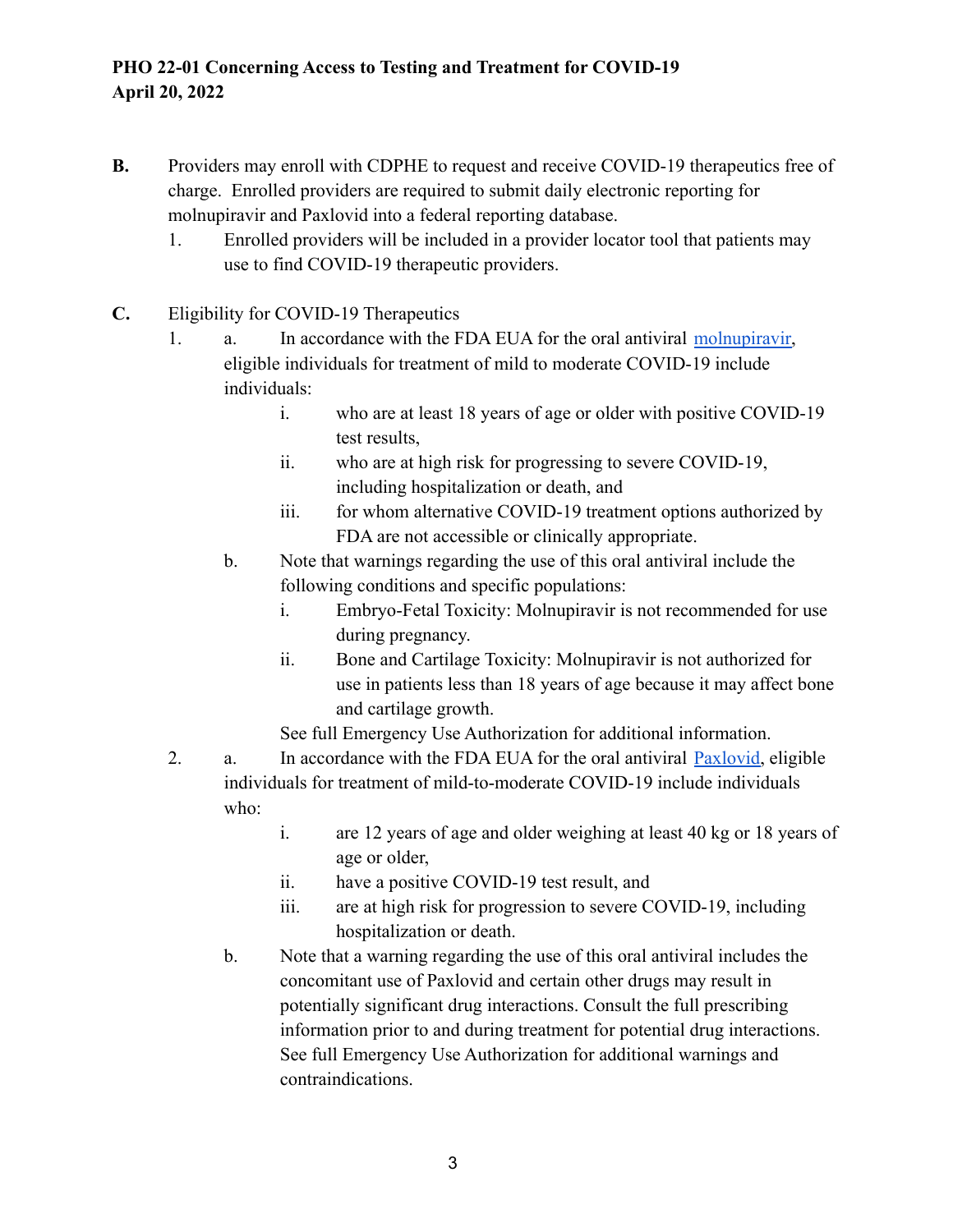**B.** Providers may enroll with CDPHE to request and receive COVID-19 therapeutics free of charge. Enrolled providers are required to submit daily electronic reporting for molnupiravir and Paxlovid into a federal reporting database.

1. Enrolled providers will be included in a provider locator tool that patients may use to find COVID-19 therapeutic providers.

**C.** Eligibility for COVID-19 Therapeutics

1. a. In accordance with the FDA EUA for the oral antiviral [molnupiravir](), eligible individuals for treatment of mild to moderate COVID-19 include individuals:
      - i. who are at least 18 years of age or older with positive COVID-19 test results,
      - ii. who are at high risk for progressing to severe COVID-19, including hospitalization or death, and
      - iii. for whom alternative COVID-19 treatment options authorized by FDA are not accessible or clinically appropriate.

   b. Note that warnings regarding the use of this oral antiviral include the following conditions and specific populations:
      - i. Embryo-Fetal Toxicity: Molnupiravir is not recommended for use during pregnancy.
      - ii. Bone and Cartilage Toxicity: Molnupiravir is not authorized for use in patients less than 18 years of age because it may affect bone and cartilage growth.

   See full Emergency Use Authorization for additional information.

2. a. In accordance with the FDA EUA for the oral antiviral [Paxlovid](), eligible individuals for treatment of mild-to-moderate COVID-19 include individuals who:
      - i. are 12 years of age and older weighing at least 40 kg or 18 years of age or older,
      - ii. have a positive COVID-19 test result, and
      - iii. are at high risk for progression to severe COVID-19, including hospitalization or death.

   b. Note that a warning regarding the use of this oral antiviral includes the concomitant use of Paxlovid and certain other drugs may result in potentially significant drug interactions. Consult the full prescribing information prior to and during treatment for potential drug interactions. See full Emergency Use Authorization for additional warnings and contraindications.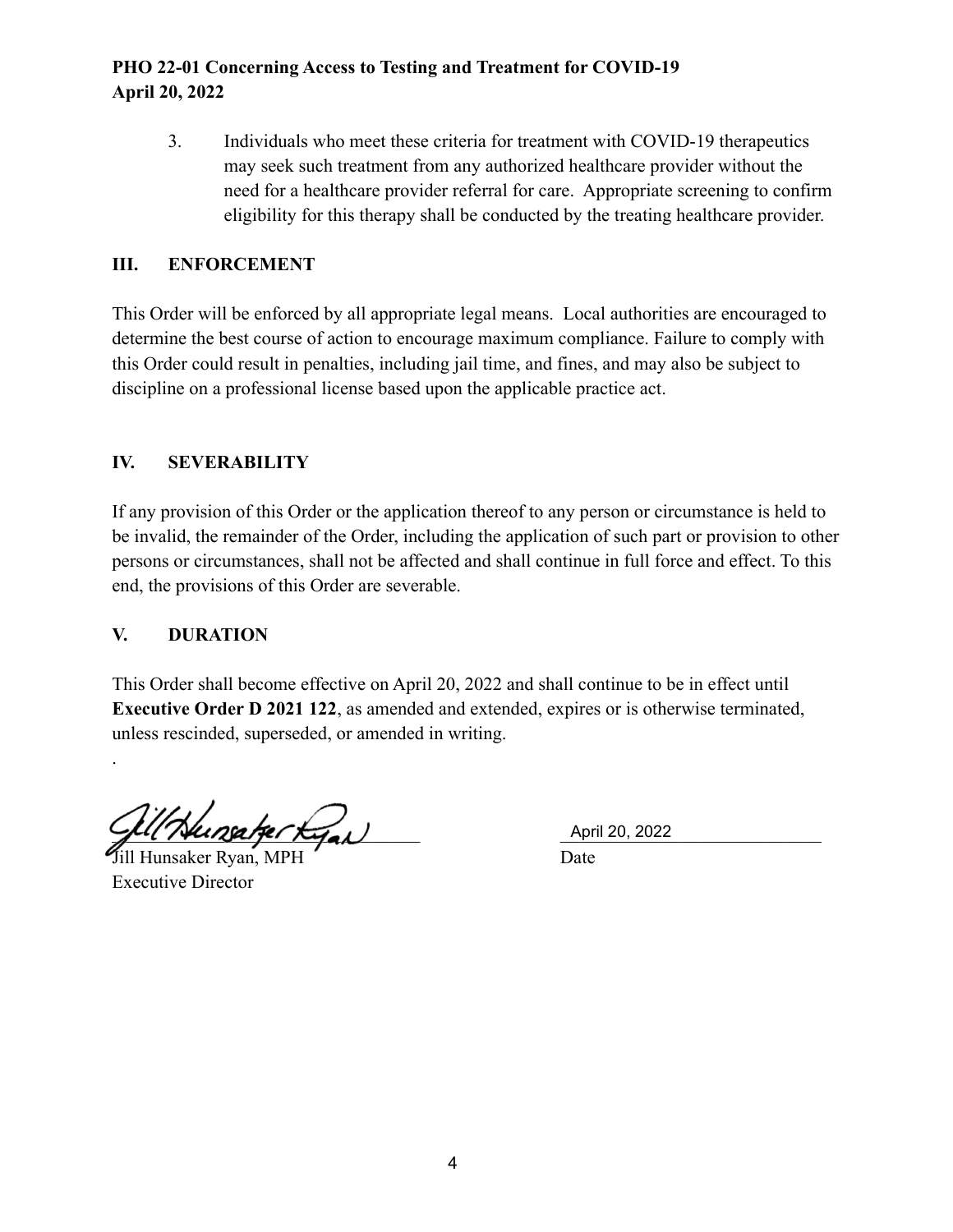3. Individuals who meet these criteria for treatment with COVID-19 therapeutics may seek such treatment from any authorized healthcare provider without the need for a healthcare provider referral for care. Appropriate screening to confirm eligibility for this therapy shall be conducted by the treating healthcare provider.

## III. ENFORCEMENT

This Order will be enforced by all appropriate legal means. Local authorities are encouraged to determine the best course of action to encourage maximum compliance. Failure to comply with this Order could result in penalties, including jail time, and fines, and may also be subject to discipline on a professional license based upon the applicable practice act.

## IV. SEVERABILITY

If any provision of this Order or the application thereof to any person or circumstance is held to be invalid, the remainder of the Order, including the application of such part or provision to other persons or circumstances, shall not be affected and shall continue in full force and effect. To this end, the provisions of this Order are severable.

## V. DURATION

This Order shall become effective on April 20, 2022 and shall continue to be in effect until **Executive Order D 2021 122**, as amended and extended, expires or is otherwise terminated, unless rescinded, superseded, or amended in writing.

Jill Hunsaker Ryan, MPH
Executive Director

April 20, 2022
Date